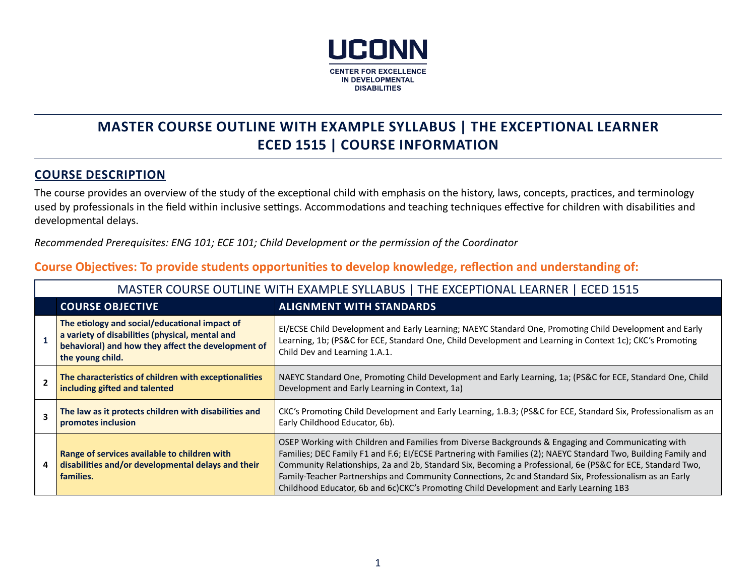UCONN

CENTER FOR EXCELLENCE IN DEVELOPMENTAL DISABILITIES

# MASTER COURSE OUTLINE WITH EXAMPLE SYLLABUS | THE EXCEPTIONAL LEARNER
# ECED 1515 | COURSE INFORMATION

## COURSE DESCRIPTION

The course provides an overview of the study of the exceptional child with emphasis on the history, laws, concepts, practices, and terminology used by professionals in the field within inclusive settings. Accommodations and teaching techniques effective for children with disabilities and developmental delays.

*Recommended Prerequisites: ENG 101; ECE 101; Child Development or the permission of the Coordinator*

## Course Objectives: To provide students opportunities to develop knowledge, reflection and understanding of:

| MASTER COURSE OUTLINE WITH EXAMPLE SYLLABUS \| THE EXCEPTIONAL LEARNER \| ECED 1515 | | |
|---|---|---|
| | **COURSE OBJECTIVE** | **ALIGNMENT WITH STANDARDS** |
| **1** | **The etiology and social/educational impact of a variety of disabilities (physical, mental and behavioral) and how they affect the development of the young child.** | EI/ECSE Child Development and Early Learning; NAEYC Standard One, Promoting Child Development and Early Learning, 1b; (PS&C for ECE, Standard One, Child Development and Learning in Context 1c); CKC's Promoting Child Dev and Learning 1.A.1. |
| **2** | **The characteristics of children with exceptionalities including gifted and talented** | NAEYC Standard One, Promoting Child Development and Early Learning, 1a; (PS&C for ECE, Standard One, Child Development and Early Learning in Context, 1a) |
| **3** | **The law as it protects children with disabilities and promotes inclusion** | CKC's Promoting Child Development and Early Learning, 1.B.3; (PS&C for ECE, Standard Six, Professionalism as an Early Childhood Educator, 6b). |
| **4** | **Range of services available to children with disabilities and/or developmental delays and their families.** | OSEP Working with Children and Families from Diverse Backgrounds & Engaging and Communicating with Families; DEC Family F1 and F.6; EI/ECSE Partnering with Families (2); NAEYC Standard Two, Building Family and Community Relationships, 2a and 2b, Standard Six, Becoming a Professional, 6e (PS&C for ECE, Standard Two, Family-Teacher Partnerships and Community Connections, 2c and Standard Six, Professionalism as an Early Childhood Educator, 6b and 6c)CKC's Promoting Child Development and Early Learning 1B3 |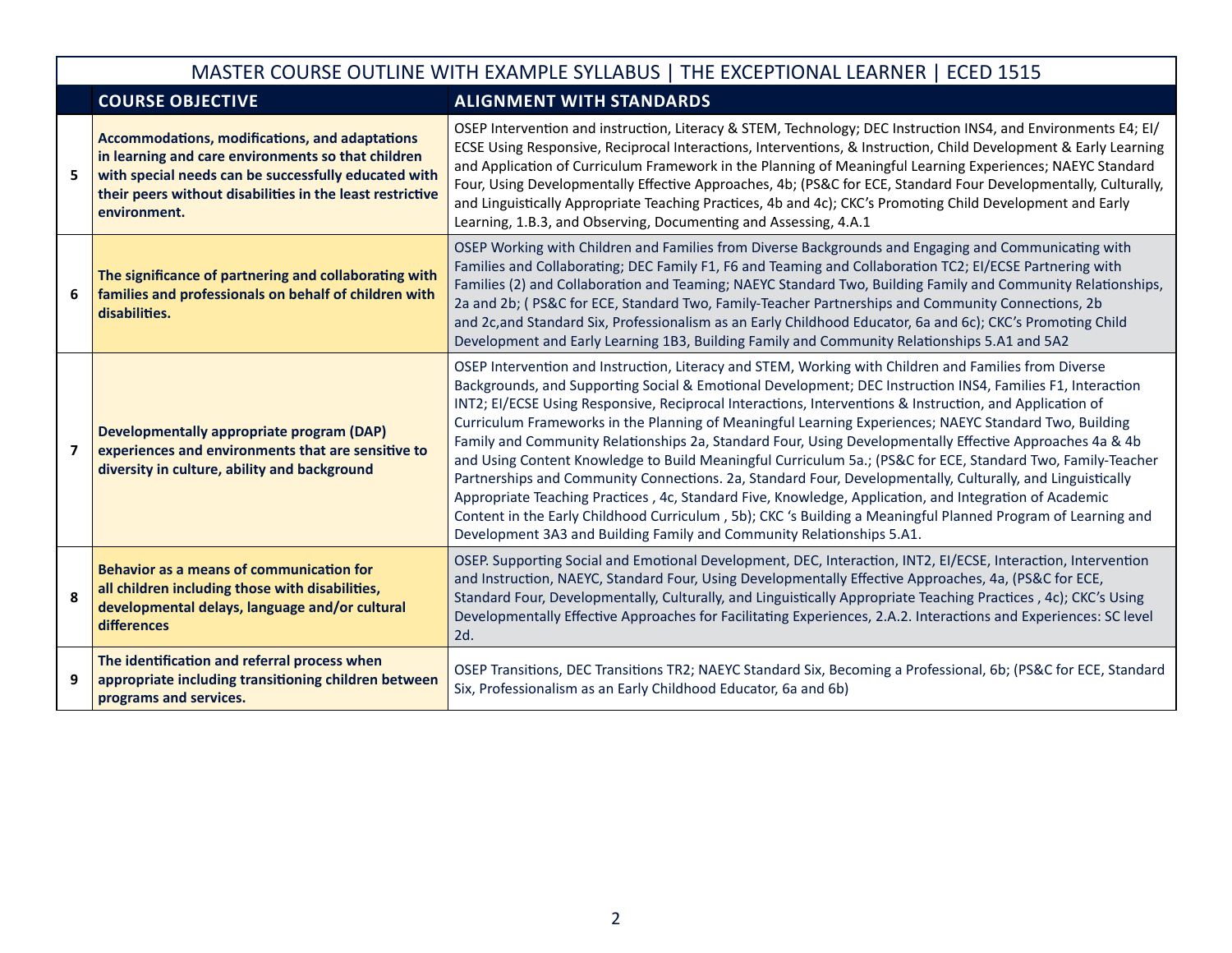| | MASTER COURSE OUTLINE WITH EXAMPLE SYLLABUS \| THE EXCEPTIONAL LEARNER \| ECED 1515 | |
|---|---|---|
| | **COURSE OBJECTIVE** | **ALIGNMENT WITH STANDARDS** |
| **5** | **Accommodations, modifications, and adaptations in learning and care environments so that children with special needs can be successfully educated with their peers without disabilities in the least restrictive environment.** | OSEP Intervention and instruction, Literacy & STEM, Technology; DEC Instruction INS4, and Environments E4; EI/ECSE Using Responsive, Reciprocal Interactions, Interventions, & Instruction, Child Development & Early Learning and Application of Curriculum Framework in the Planning of Meaningful Learning Experiences; NAEYC Standard Four, Using Developmentally Effective Approaches, 4b; (PS&C for ECE, Standard Four Developmentally, Culturally, and Linguistically Appropriate Teaching Practices, 4b and 4c); CKC's Promoting Child Development and Early Learning, 1.B.3, and Observing, Documenting and Assessing, 4.A.1 |
| **6** | **The significance of partnering and collaborating with families and professionals on behalf of children with disabilities.** | OSEP Working with Children and Families from Diverse Backgrounds and Engaging and Communicating with Families and Collaborating; DEC Family F1, F6 and Teaming and Collaboration TC2; EI/ECSE Partnering with Families (2) and Collaboration and Teaming; NAEYC Standard Two, Building Family and Community Relationships, 2a and 2b; ( PS&C for ECE, Standard Two, Family-Teacher Partnerships and Community Connections, 2b and 2c,and Standard Six, Professionalism as an Early Childhood Educator, 6a and 6c); CKC's Promoting Child Development and Early Learning 1B3, Building Family and Community Relationships 5.A1 and 5A2 |
| **7** | **Developmentally appropriate program (DAP) experiences and environments that are sensitive to diversity in culture, ability and background** | OSEP Intervention and Instruction, Literacy and STEM, Working with Children and Families from Diverse Backgrounds, and Supporting Social & Emotional Development; DEC Instruction INS4, Families F1, Interaction INT2; EI/ECSE Using Responsive, Reciprocal Interactions, Interventions & Instruction, and Application of Curriculum Frameworks in the Planning of Meaningful Learning Experiences; NAEYC Standard Two, Building Family and Community Relationships 2a, Standard Four, Using Developmentally Effective Approaches 4a & 4b and Using Content Knowledge to Build Meaningful Curriculum 5a.; (PS&C for ECE, Standard Two, Family-Teacher Partnerships and Community Connections. 2a, Standard Four, Developmentally, Culturally, and Linguistically Appropriate Teaching Practices , 4c, Standard Five, Knowledge, Application, and Integration of Academic Content in the Early Childhood Curriculum , 5b); CKC 's Building a Meaningful Planned Program of Learning and Development 3A3 and Building Family and Community Relationships 5.A1. |
| **8** | **Behavior as a means of communication for all children including those with disabilities, developmental delays, language and/or cultural differences** | OSEP. Supporting Social and Emotional Development, DEC, Interaction, INT2, EI/ECSE, Interaction, Intervention and Instruction, NAEYC, Standard Four, Using Developmentally Effective Approaches, 4a, (PS&C for ECE, Standard Four, Developmentally, Culturally, and Linguistically Appropriate Teaching Practices , 4c); CKC's Using Developmentally Effective Approaches for Facilitating Experiences, 2.A.2. Interactions and Experiences: SC level 2d. |
| **9** | **The identification and referral process when appropriate including transitioning children between programs and services.** | OSEP Transitions, DEC Transitions TR2; NAEYC Standard Six, Becoming a Professional, 6b; (PS&C for ECE, Standard Six, Professionalism as an Early Childhood Educator, 6a and 6b) |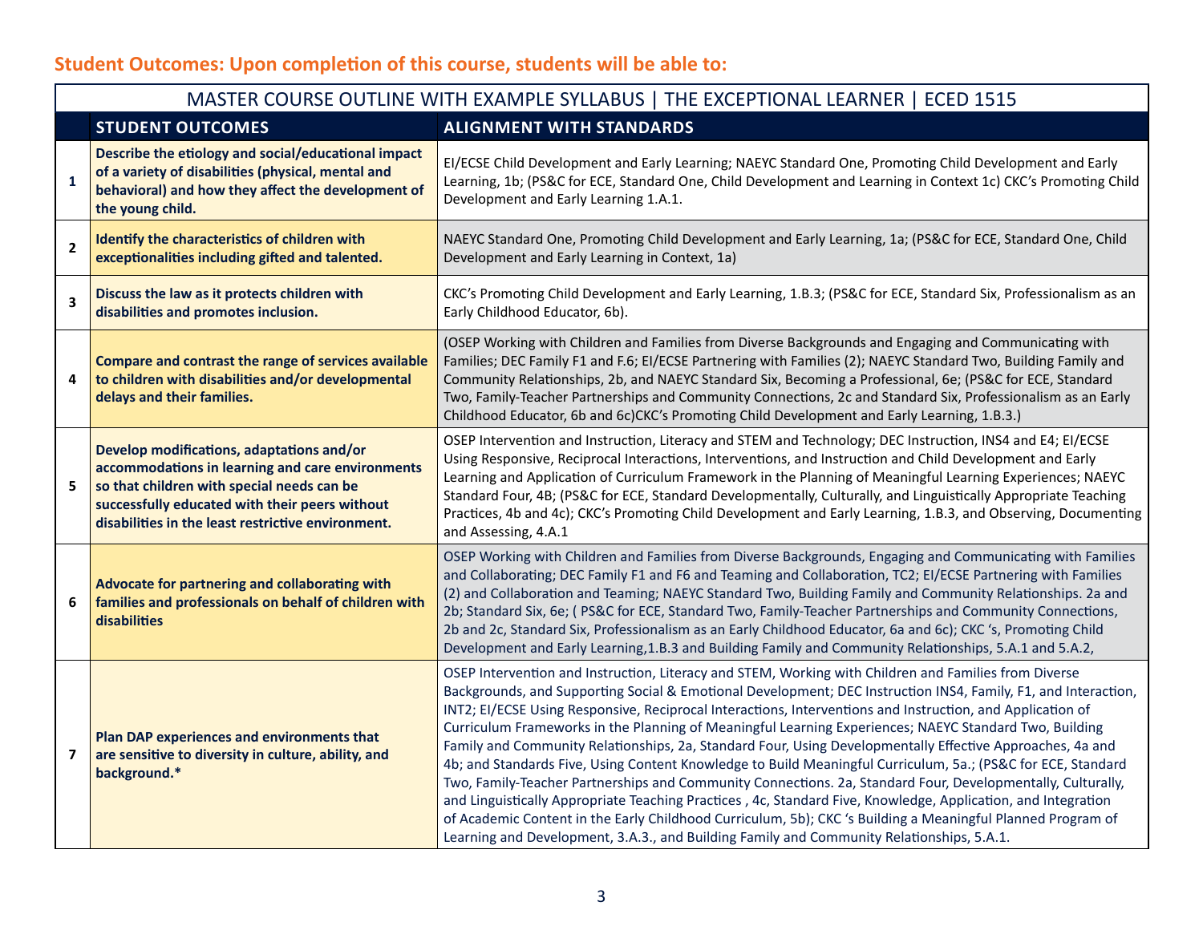## Student Outcomes: Upon completion of this course, students will be able to:

| MASTER COURSE OUTLINE WITH EXAMPLE SYLLABUS \| THE EXCEPTIONAL LEARNER \| ECED 1515 | | |
|---|---|---|
| | **STUDENT OUTCOMES** | **ALIGNMENT WITH STANDARDS** |
| **1** | **Describe the etiology and social/educational impact of a variety of disabilities (physical, mental and behavioral) and how they affect the development of the young child.** | EI/ECSE Child Development and Early Learning; NAEYC Standard One, Promoting Child Development and Early Learning, 1b; (PS&C for ECE, Standard One, Child Development and Learning in Context 1c) CKC's Promoting Child Development and Early Learning 1.A.1. |
| **2** | **Identify the characteristics of children with exceptionalities including gifted and talented.** | NAEYC Standard One, Promoting Child Development and Early Learning, 1a; (PS&C for ECE, Standard One, Child Development and Early Learning in Context, 1a) |
| **3** | **Discuss the law as it protects children with disabilities and promotes inclusion.** | CKC's Promoting Child Development and Early Learning, 1.B.3; (PS&C for ECE, Standard Six, Professionalism as an Early Childhood Educator, 6b). |
| **4** | **Compare and contrast the range of services available to children with disabilities and/or developmental delays and their families.** | (OSEP Working with Children and Families from Diverse Backgrounds and Engaging and Communicating with Families; DEC Family F1 and F.6; EI/ECSE Partnering with Families (2); NAEYC Standard Two, Building Family and Community Relationships, 2b, and NAEYC Standard Six, Becoming a Professional, 6e; (PS&C for ECE, Standard Two, Family-Teacher Partnerships and Community Connections, 2c and Standard Six, Professionalism as an Early Childhood Educator, 6b and 6c)CKC's Promoting Child Development and Early Learning, 1.B.3.) |
| **5** | **Develop modifications, adaptations and/or accommodations in learning and care environments so that children with special needs can be successfully educated with their peers without disabilities in the least restrictive environment.** | OSEP Intervention and Instruction, Literacy and STEM and Technology; DEC Instruction, INS4 and E4; EI/ECSE Using Responsive, Reciprocal Interactions, Interventions, and Instruction and Child Development and Early Learning and Application of Curriculum Framework in the Planning of Meaningful Learning Experiences; NAEYC Standard Four, 4B; (PS&C for ECE, Standard Developmentally, Culturally, and Linguistically Appropriate Teaching Practices, 4b and 4c); CKC's Promoting Child Development and Early Learning, 1.B.3, and Observing, Documenting and Assessing, 4.A.1 |
| **6** | **Advocate for partnering and collaborating with families and professionals on behalf of children with disabilities** | OSEP Working with Children and Families from Diverse Backgrounds, Engaging and Communicating with Families and Collaborating; DEC Family F1 and F6 and Teaming and Collaboration, TC2; EI/ECSE Partnering with Families (2) and Collaboration and Teaming; NAEYC Standard Two, Building Family and Community Relationships. 2a and 2b; Standard Six, 6e; ( PS&C for ECE, Standard Two, Family-Teacher Partnerships and Community Connections, 2b and 2c, Standard Six, Professionalism as an Early Childhood Educator, 6a and 6c); CKC 's, Promoting Child Development and Early Learning,1.B.3 and Building Family and Community Relationships, 5.A.1 and 5.A.2, |
| **7** | **Plan DAP experiences and environments that are sensitive to diversity in culture, ability, and background.*** | OSEP Intervention and Instruction, Literacy and STEM, Working with Children and Families from Diverse Backgrounds, and Supporting Social & Emotional Development; DEC Instruction INS4, Family, F1, and Interaction, INT2; EI/ECSE Using Responsive, Reciprocal Interactions, Interventions and Instruction, and Application of Curriculum Frameworks in the Planning of Meaningful Learning Experiences; NAEYC Standard Two, Building Family and Community Relationships, 2a, Standard Four, Using Developmentally Effective Approaches, 4a and 4b; and Standards Five, Using Content Knowledge to Build Meaningful Curriculum, 5a.; (PS&C for ECE, Standard Two, Family-Teacher Partnerships and Community Connections. 2a, Standard Four, Developmentally, Culturally, and Linguistically Appropriate Teaching Practices , 4c, Standard Five, Knowledge, Application, and Integration of Academic Content in the Early Childhood Curriculum, 5b); CKC 's Building a Meaningful Planned Program of Learning and Development, 3.A.3., and Building Family and Community Relationships, 5.A.1. |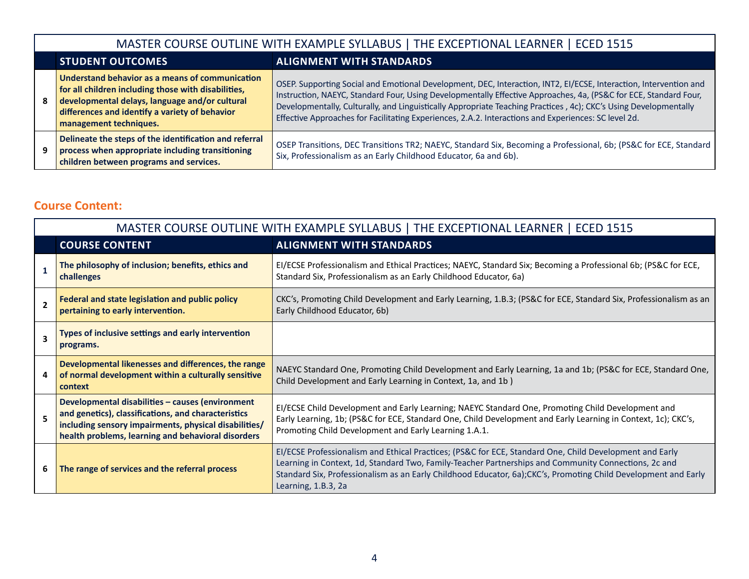| MASTER COURSE OUTLINE WITH EXAMPLE SYLLABUS \| THE EXCEPTIONAL LEARNER \| ECED 1515 | | |
|---|---|---|
| | **STUDENT OUTCOMES** | **ALIGNMENT WITH STANDARDS** |
| 8 | **Understand behavior as a means of communication for all children including those with disabilities, developmental delays, language and/or cultural differences and identify a variety of behavior management techniques.** | OSEP. Supporting Social and Emotional Development, DEC, Interaction, INT2, EI/ECSE, Interaction, Intervention and Instruction, NAEYC, Standard Four, Using Developmentally Effective Approaches, 4a, (PS&C for ECE, Standard Four, Developmentally, Culturally, and Linguistically Appropriate Teaching Practices , 4c); CKC's Using Developmentally Effective Approaches for Facilitating Experiences, 2.A.2. Interactions and Experiences: SC level 2d. |
| 9 | **Delineate the steps of the identification and referral process when appropriate including transitioning children between programs and services.** | OSEP Transitions, DEC Transitions TR2; NAEYC, Standard Six, Becoming a Professional, 6b; (PS&C for ECE, Standard Six, Professionalism as an Early Childhood Educator, 6a and 6b). |

## Course Content:

| MASTER COURSE OUTLINE WITH EXAMPLE SYLLABUS \| THE EXCEPTIONAL LEARNER \| ECED 1515 | | |
|---|---|---|
| | **COURSE CONTENT** | **ALIGNMENT WITH STANDARDS** |
| 1 | **The philosophy of inclusion; benefits, ethics and challenges** | EI/ECSE Professionalism and Ethical Practices; NAEYC, Standard Six; Becoming a Professional 6b; (PS&C for ECE, Standard Six, Professionalism as an Early Childhood Educator, 6a) |
| 2 | **Federal and state legislation and public policy pertaining to early intervention.** | CKC's, Promoting Child Development and Early Learning, 1.B.3; (PS&C for ECE, Standard Six, Professionalism as an Early Childhood Educator, 6b) |
| 3 | **Types of inclusive settings and early intervention programs.** | |
| 4 | **Developmental likenesses and differences, the range of normal development within a culturally sensitive context** | NAEYC Standard One, Promoting Child Development and Early Learning, 1a and 1b; (PS&C for ECE, Standard One, Child Development and Early Learning in Context, 1a, and 1b ) |
| 5 | **Developmental disabilities – causes (environment and genetics), classifications, and characteristics including sensory impairments, physical disabilities/ health problems, learning and behavioral disorders** | EI/ECSE Child Development and Early Learning; NAEYC Standard One, Promoting Child Development and Early Learning, 1b; (PS&C for ECE, Standard One, Child Development and Early Learning in Context, 1c); CKC's, Promoting Child Development and Early Learning 1.A.1. |
| 6 | **The range of services and the referral process** | EI/ECSE Professionalism and Ethical Practices; (PS&C for ECE, Standard One, Child Development and Early Learning in Context, 1d, Standard Two, Family-Teacher Partnerships and Community Connections, 2c and Standard Six, Professionalism as an Early Childhood Educator, 6a);CKC's, Promoting Child Development and Early Learning, 1.B.3, 2a |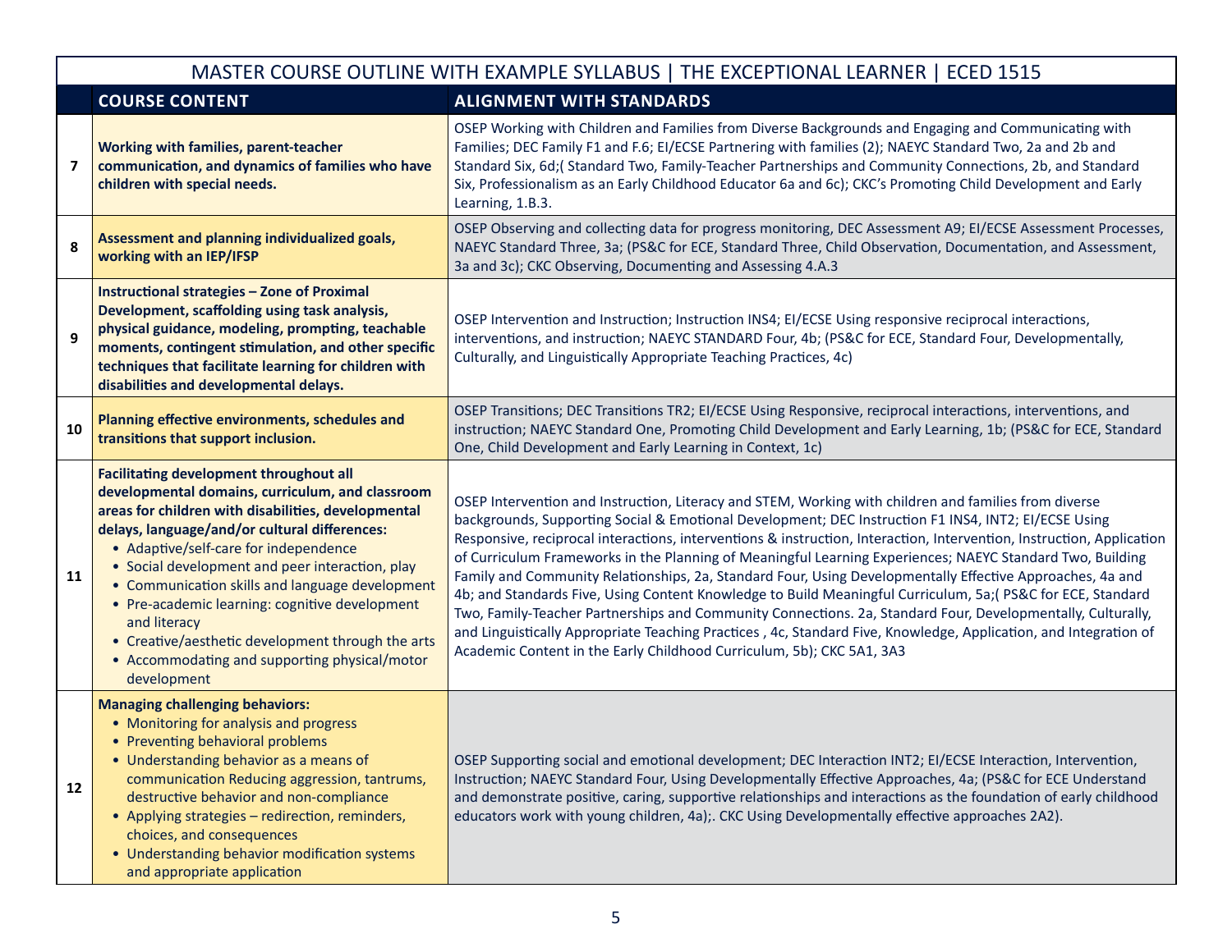| | MASTER COURSE OUTLINE WITH EXAMPLE SYLLABUS \| THE EXCEPTIONAL LEARNER \| ECED 1515 | |
|---|---|---|
| | **COURSE CONTENT** | **ALIGNMENT WITH STANDARDS** |
| 7 | **Working with families, parent-teacher communication, and dynamics of families who have children with special needs.** | OSEP Working with Children and Families from Diverse Backgrounds and Engaging and Communicating with Families; DEC Family F1 and F.6; EI/ECSE Partnering with families (2); NAEYC Standard Two, 2a and 2b and Standard Six, 6d;( Standard Two, Family-Teacher Partnerships and Community Connections, 2b, and Standard Six, Professionalism as an Early Childhood Educator 6a and 6c); CKC's Promoting Child Development and Early Learning, 1.B.3. |
| 8 | **Assessment and planning individualized goals, working with an IEP/IFSP** | OSEP Observing and collecting data for progress monitoring, DEC Assessment A9; EI/ECSE Assessment Processes, NAEYC Standard Three, 3a; (PS&C for ECE, Standard Three, Child Observation, Documentation, and Assessment, 3a and 3c); CKC Observing, Documenting and Assessing 4.A.3 |
| 9 | **Instructional strategies – Zone of Proximal Development, scaffolding using task analysis, physical guidance, modeling, prompting, teachable moments, contingent stimulation, and other specific techniques that facilitate learning for children with disabilities and developmental delays.** | OSEP Intervention and Instruction; Instruction INS4; EI/ECSE Using responsive reciprocal interactions, interventions, and instruction; NAEYC STANDARD Four, 4b; (PS&C for ECE, Standard Four, Developmentally, Culturally, and Linguistically Appropriate Teaching Practices, 4c) |
| 10 | **Planning effective environments, schedules and transitions that support inclusion.** | OSEP Transitions; DEC Transitions TR2; EI/ECSE Using Responsive, reciprocal interactions, interventions, and instruction; NAEYC Standard One, Promoting Child Development and Early Learning, 1b; (PS&C for ECE, Standard One, Child Development and Early Learning in Context, 1c) |
| 11 | **Facilitating development throughout all developmental domains, curriculum, and classroom areas for children with disabilities, developmental delays, language/and/or cultural differences:**<br>• Adaptive/self-care for independence<br>• Social development and peer interaction, play<br>• Communication skills and language development<br>• Pre-academic learning: cognitive development and literacy<br>• Creative/aesthetic development through the arts<br>• Accommodating and supporting physical/motor development | OSEP Intervention and Instruction, Literacy and STEM, Working with children and families from diverse backgrounds, Supporting Social & Emotional Development; DEC Instruction F1 INS4, INT2; EI/ECSE Using Responsive, reciprocal interactions, interventions & instruction, Interaction, Intervention, Instruction, Application of Curriculum Frameworks in the Planning of Meaningful Learning Experiences; NAEYC Standard Two, Building Family and Community Relationships, 2a, Standard Four, Using Developmentally Effective Approaches, 4a and 4b; and Standards Five, Using Content Knowledge to Build Meaningful Curriculum, 5a;( PS&C for ECE, Standard Two, Family-Teacher Partnerships and Community Connections. 2a, Standard Four, Developmentally, Culturally, and Linguistically Appropriate Teaching Practices , 4c, Standard Five, Knowledge, Application, and Integration of Academic Content in the Early Childhood Curriculum, 5b); CKC 5A1, 3A3 |
| 12 | **Managing challenging behaviors:**<br>• Monitoring for analysis and progress<br>• Preventing behavioral problems<br>• Understanding behavior as a means of communication Reducing aggression, tantrums, destructive behavior and non-compliance<br>• Applying strategies – redirection, reminders, choices, and consequences<br>• Understanding behavior modification systems and appropriate application | OSEP Supporting social and emotional development; DEC Interaction INT2; EI/ECSE Interaction, Intervention, Instruction; NAEYC Standard Four, Using Developmentally Effective Approaches, 4a; (PS&C for ECE Understand and demonstrate positive, caring, supportive relationships and interactions as the foundation of early childhood educators work with young children, 4a);. CKC Using Developmentally effective approaches 2A2). |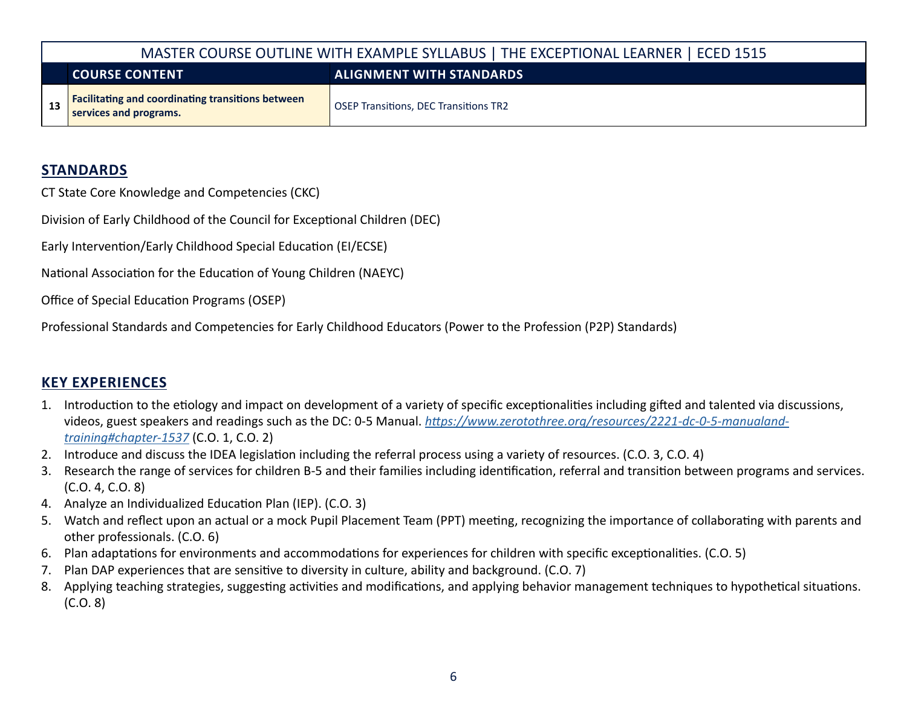| | MASTER COURSE OUTLINE WITH EXAMPLE SYLLABUS \| THE EXCEPTIONAL LEARNER \| ECED 1515 | |
|---|---|---|
| | **COURSE CONTENT** | **ALIGNMENT WITH STANDARDS** |
| 13 | **Facilitating and coordinating transitions between services and programs.** | OSEP Transitions, DEC Transitions TR2 |

## STANDARDS

CT State Core Knowledge and Competencies (CKC)

Division of Early Childhood of the Council for Exceptional Children (DEC)

Early Intervention/Early Childhood Special Education (EI/ECSE)

National Association for the Education of Young Children (NAEYC)

Office of Special Education Programs (OSEP)

Professional Standards and Competencies for Early Childhood Educators (Power to the Profession (P2P) Standards)

## KEY EXPERIENCES

1. Introduction to the etiology and impact on development of a variety of specific exceptionalities including gifted and talented via discussions, videos, guest speakers and readings such as the DC: 0-5 Manual. *https://www.zerotothree.org/resources/2221-dc-0-5-manualand-training#chapter-1537* (C.O. 1, C.O. 2)
2. Introduce and discuss the IDEA legislation including the referral process using a variety of resources. (C.O. 3, C.O. 4)
3. Research the range of services for children B-5 and their families including identification, referral and transition between programs and services. (C.O. 4, C.O. 8)
4. Analyze an Individualized Education Plan (IEP). (C.O. 3)
5. Watch and reflect upon an actual or a mock Pupil Placement Team (PPT) meeting, recognizing the importance of collaborating with parents and other professionals. (C.O. 6)
6. Plan adaptations for environments and accommodations for experiences for children with specific exceptionalities. (C.O. 5)
7. Plan DAP experiences that are sensitive to diversity in culture, ability and background. (C.O. 7)
8. Applying teaching strategies, suggesting activities and modifications, and applying behavior management techniques to hypothetical situations. (C.O. 8)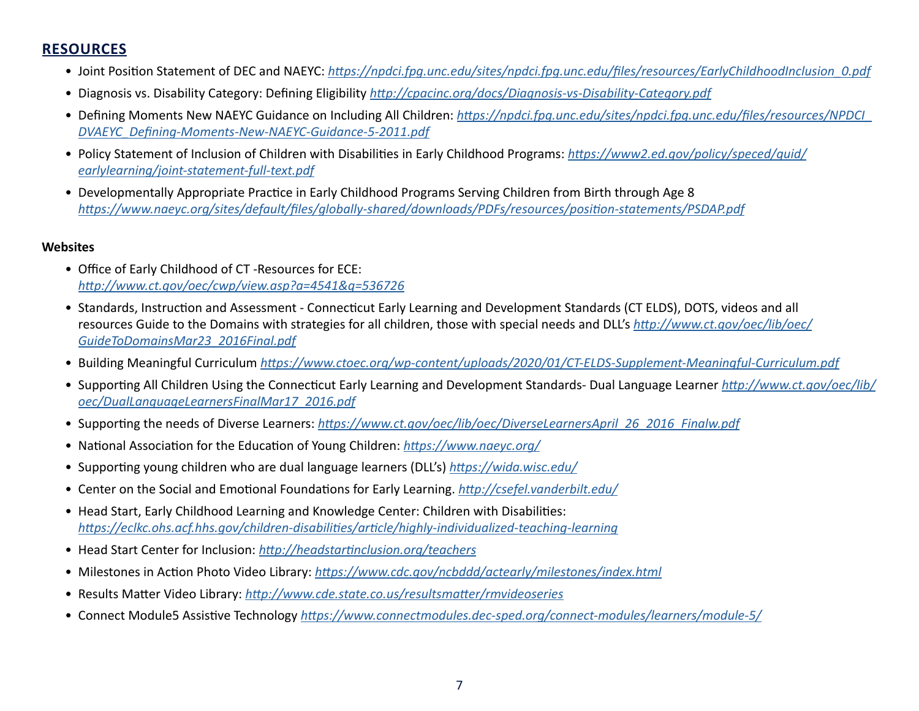## RESOURCES

- Joint Position Statement of DEC and NAEYC: *https://npdci.fpg.unc.edu/sites/npdci.fpg.unc.edu/files/resources/EarlyChildhoodInclusion_0.pdf*
- Diagnosis vs. Disability Category: Defining Eligibility *http://cpacinc.org/docs/Diagnosis-vs-Disability-Category.pdf*
- Defining Moments New NAEYC Guidance on Including All Children: *https://npdci.fpg.unc.edu/sites/npdci.fpg.unc.edu/files/resources/NPDCI_DVAEYC_Defining-Moments-New-NAEYC-Guidance-5-2011.pdf*
- Policy Statement of Inclusion of Children with Disabilities in Early Childhood Programs: *https://www2.ed.gov/policy/speced/guid/earlylearning/joint-statement-full-text.pdf*
- Developmentally Appropriate Practice in Early Childhood Programs Serving Children from Birth through Age 8 *https://www.naeyc.org/sites/default/files/globally-shared/downloads/PDFs/resources/position-statements/PSDAP.pdf*

**Websites**

- Office of Early Childhood of CT -Resources for ECE: *http://www.ct.gov/oec/cwp/view.asp?a=4541&q=536726*
- Standards, Instruction and Assessment - Connecticut Early Learning and Development Standards (CT ELDS), DOTS, videos and all resources Guide to the Domains with strategies for all children, those with special needs and DLL's *http://www.ct.gov/oec/lib/oec/GuideToDomainsMar23_2016Final.pdf*
- Building Meaningful Curriculum *https://www.ctoec.org/wp-content/uploads/2020/01/CT-ELDS-Supplement-Meaningful-Curriculum.pdf*
- Supporting All Children Using the Connecticut Early Learning and Development Standards- Dual Language Learner *http://www.ct.gov/oec/lib/oec/DualLanguageLearnersFinalMar17_2016.pdf*
- Supporting the needs of Diverse Learners: *https://www.ct.gov/oec/lib/oec/DiverseLearnersApril_26_2016_Finalw.pdf*
- National Association for the Education of Young Children: *https://www.naeyc.org/*
- Supporting young children who are dual language learners (DLL's) *https://wida.wisc.edu/*
- Center on the Social and Emotional Foundations for Early Learning. *http://csefel.vanderbilt.edu/*
- Head Start, Early Childhood Learning and Knowledge Center: Children with Disabilities: *https://eclkc.ohs.acf.hhs.gov/children-disabilities/article/highly-individualized-teaching-learning*
- Head Start Center for Inclusion: *http://headstartinclusion.org/teachers*
- Milestones in Action Photo Video Library: *https://www.cdc.gov/ncbddd/actearly/milestones/index.html*
- Results Matter Video Library: *http://www.cde.state.co.us/resultsmatter/rmvideoseries*
- Connect Module5 Assistive Technology *https://www.connectmodules.dec-sped.org/connect-modules/learners/module-5/*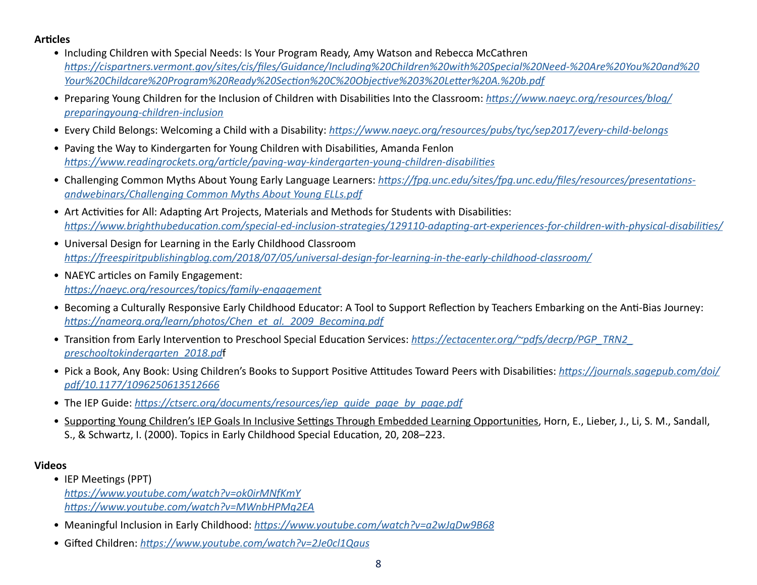**Articles**

- Including Children with Special Needs: Is Your Program Ready, Amy Watson and Rebecca McCathren *https://cispartners.vermont.gov/sites/cis/files/Guidance/Including%20Children%20with%20Special%20Need-%20Are%20You%20and%20Your%20Childcare%20Program%20Ready%20Section%20C%20Objective%203%20Letter%20A.%20b.pdf*
- Preparing Young Children for the Inclusion of Children with Disabilities Into the Classroom: *https://www.naeyc.org/resources/blog/preparingyoung-children-inclusion*
- Every Child Belongs: Welcoming a Child with a Disability: *https://www.naeyc.org/resources/pubs/tyc/sep2017/every-child-belongs*
- Paving the Way to Kindergarten for Young Children with Disabilities, Amanda Fenlon *https://www.readingrockets.org/article/paving-way-kindergarten-young-children-disabilities*
- Challenging Common Myths About Young Early Language Learners: *https://fpg.unc.edu/sites/fpg.unc.edu/files/resources/presentations-andwebinars/Challenging Common Myths About Young ELLs.pdf*
- Art Activities for All: Adapting Art Projects, Materials and Methods for Students with Disabilities: *https://www.brighthubeducation.com/special-ed-inclusion-strategies/129110-adapting-art-experiences-for-children-with-physical-disabilities/*
- Universal Design for Learning in the Early Childhood Classroom *https://freespiritpublishingblog.com/2018/07/05/universal-design-for-learning-in-the-early-childhood-classroom/*
- NAEYC articles on Family Engagement: *https://naeyc.org/resources/topics/family-engagement*
- Becoming a Culturally Responsive Early Childhood Educator: A Tool to Support Reflection by Teachers Embarking on the Anti-Bias Journey: *https://nameorg.org/learn/photos/Chen_et_al._2009_Becoming.pdf*
- Transition from Early Intervention to Preschool Special Education Services: *https://ectacenter.org/~pdfs/decrp/PGP_TRN2_preschooltokindergarten_2018.pd*f
- Pick a Book, Any Book: Using Children's Books to Support Positive Attitudes Toward Peers with Disabilities: *https://journals.sagepub.com/doi/pdf/10.1177/1096250613512666*
- The IEP Guide: *https://ctserc.org/documents/resources/iep_guide_page_by_page.pdf*
- Supporting Young Children's IEP Goals In Inclusive Settings Through Embedded Learning Opportunities, Horn, E., Lieber, J., Li, S. M., Sandall, S., & Schwartz, I. (2000). Topics in Early Childhood Special Education, 20, 208–223.

**Videos**

- IEP Meetings (PPT)
  *https://www.youtube.com/watch?v=ok0irMNfKmY*
  *https://www.youtube.com/watch?v=MWnbHPMq2EA*
- Meaningful Inclusion in Early Childhood: *https://www.youtube.com/watch?v=a2wJgDw9B68*
- Gifted Children: *https://www.youtube.com/watch?v=2Je0cl1Qaus*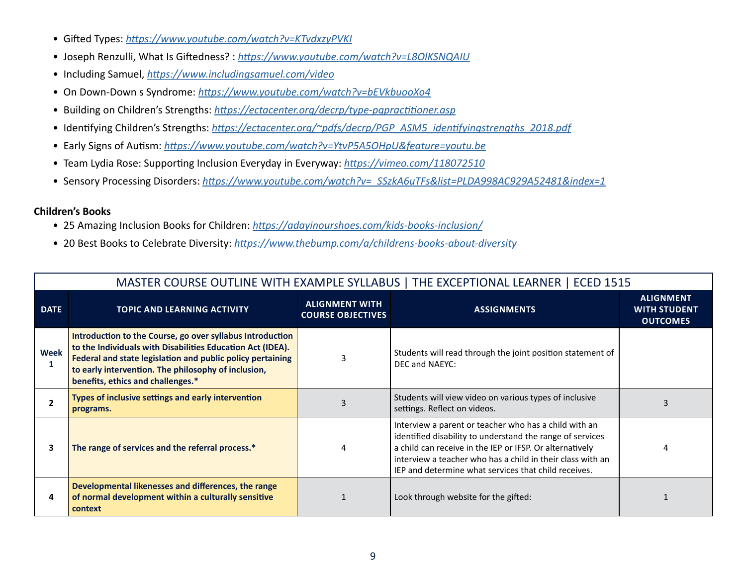- Gifted Types: *https://www.youtube.com/watch?v=KTvdxzyPVKI*
- Joseph Renzulli, What Is Giftedness? : *https://www.youtube.com/watch?v=L8OlKSNQAIU*
- Including Samuel, *https://www.includingsamuel.com/video*
- On Down-Down s Syndrome: *https://www.youtube.com/watch?v=bEVkbuooXo4*
- Building on Children's Strengths: *https://ectacenter.org/decrp/type-pgpractitioner.asp*
- Identifying Children's Strengths: *https://ectacenter.org/~pdfs/decrp/PGP_ASM5_identifyingstrengths_2018.pdf*
- Early Signs of Autism: *https://www.youtube.com/watch?v=YtvP5A5OHpU&feature=youtu.be*
- Team Lydia Rose: Supporting Inclusion Everyday in Everyway: *https://vimeo.com/118072510*
- Sensory Processing Disorders: *https://www.youtube.com/watch?v=_SSzkA6uTFs&list=PLDA998AC929A52481&index=1*

**Children's Books**

- 25 Amazing Inclusion Books for Children: *https://adayinourshoes.com/kids-books-inclusion/*
- 20 Best Books to Celebrate Diversity: *https://www.thebump.com/a/childrens-books-about-diversity*

MASTER COURSE OUTLINE WITH EXAMPLE SYLLABUS | THE EXCEPTIONAL LEARNER | ECED 1515

| DATE | TOPIC AND LEARNING ACTIVITY | ALIGNMENT WITH COURSE OBJECTIVES | ASSIGNMENTS | ALIGNMENT WITH STUDENT OUTCOMES |
|---|---|---|---|---|
| **Week 1** | **Introduction to the Course, go over syllabus Introduction to the Individuals with Disabilities Education Act (IDEA). Federal and state legislation and public policy pertaining to early intervention. The philosophy of inclusion, benefits, ethics and challenges.*** | 3 | Students will read through the joint position statement of DEC and NAEYC: | |
| **2** | **Types of inclusive settings and early intervention programs.** | 3 | Students will view video on various types of inclusive settings. Reflect on videos. | 3 |
| **3** | **The range of services and the referral process.*** | 4 | Interview a parent or teacher who has a child with an identified disability to understand the range of services a child can receive in the IEP or IFSP. Or alternatively interview a teacher who has a child in their class with an IEP and determine what services that child receives. | 4 |
| **4** | **Developmental likenesses and differences, the range of normal development within a culturally sensitive context** | 1 | Look through website for the gifted: | 1 |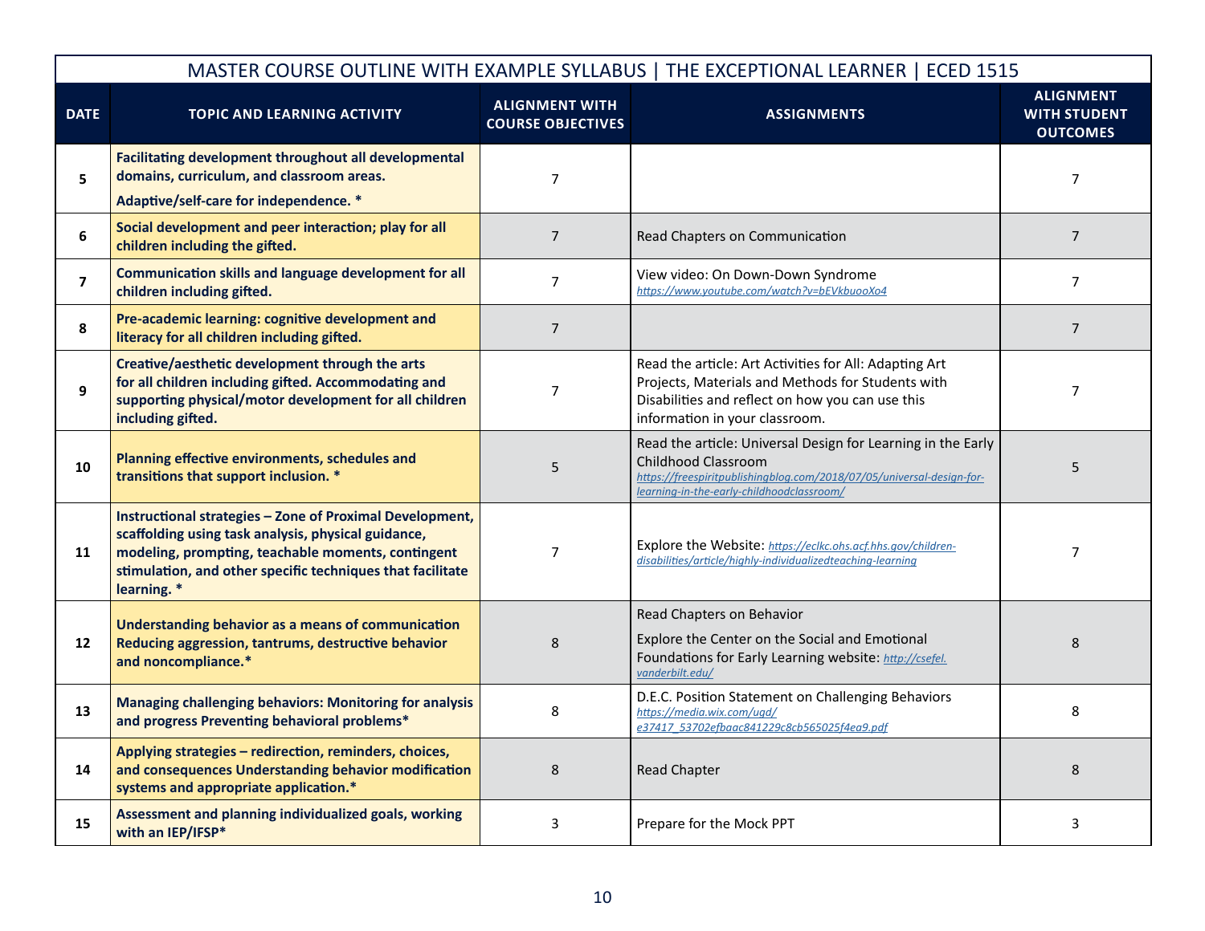| MASTER COURSE OUTLINE WITH EXAMPLE SYLLABUS \| THE EXCEPTIONAL LEARNER \| ECED 1515 | | | | |
|---|---|---|---|---|
| **DATE** | **TOPIC AND LEARNING ACTIVITY** | **ALIGNMENT WITH COURSE OBJECTIVES** | **ASSIGNMENTS** | **ALIGNMENT WITH STUDENT OUTCOMES** |
| **5** | **Facilitating development throughout all developmental domains, curriculum, and classroom areas.** **Adaptive/self-care for independence. *** | 7 | | 7 |
| **6** | **Social development and peer interaction; play for all children including the gifted.** | 7 | Read Chapters on Communication | 7 |
| **7** | **Communication skills and language development for all children including gifted.** | 7 | View video: On Down-Down Syndrome *https://www.youtube.com/watch?v=bEVkbuooXo4* | 7 |
| **8** | **Pre-academic learning: cognitive development and literacy for all children including gifted.** | 7 | | 7 |
| **9** | **Creative/aesthetic development through the arts for all children including gifted. Accommodating and supporting physical/motor development for all children including gifted.** | 7 | Read the article: Art Activities for All: Adapting Art Projects, Materials and Methods for Students with Disabilities and reflect on how you can use this information in your classroom. | 7 |
| **10** | **Planning effective environments, schedules and transitions that support inclusion. *** | 5 | Read the article: Universal Design for Learning in the Early Childhood Classroom *https://freespiritpublishingblog.com/2018/07/05/universal-design-for-learning-in-the-early-childhoodclassroom/* | 5 |
| **11** | **Instructional strategies – Zone of Proximal Development, scaffolding using task analysis, physical guidance, modeling, prompting, teachable moments, contingent stimulation, and other specific techniques that facilitate learning. *** | 7 | Explore the Website: *https://eclkc.ohs.acf.hhs.gov/children-disabilities/article/highly-individualizedteaching-learning* | 7 |
| **12** | **Understanding behavior as a means of communication Reducing aggression, tantrums, destructive behavior and noncompliance.*** | 8 | Read Chapters on Behavior Explore the Center on the Social and Emotional Foundations for Early Learning website: *http://csefel.vanderbilt.edu/* | 8 |
| **13** | **Managing challenging behaviors: Monitoring for analysis and progress Preventing behavioral problems*** | 8 | D.E.C. Position Statement on Challenging Behaviors *https://media.wix.com/ugd/e37417_53702efbaac841229c8cb565025f4ea9.pdf* | 8 |
| **14** | **Applying strategies – redirection, reminders, choices, and consequences Understanding behavior modification systems and appropriate application.*** | 8 | Read Chapter | 8 |
| **15** | **Assessment and planning individualized goals, working with an IEP/IFSP*** | 3 | Prepare for the Mock PPT | 3 |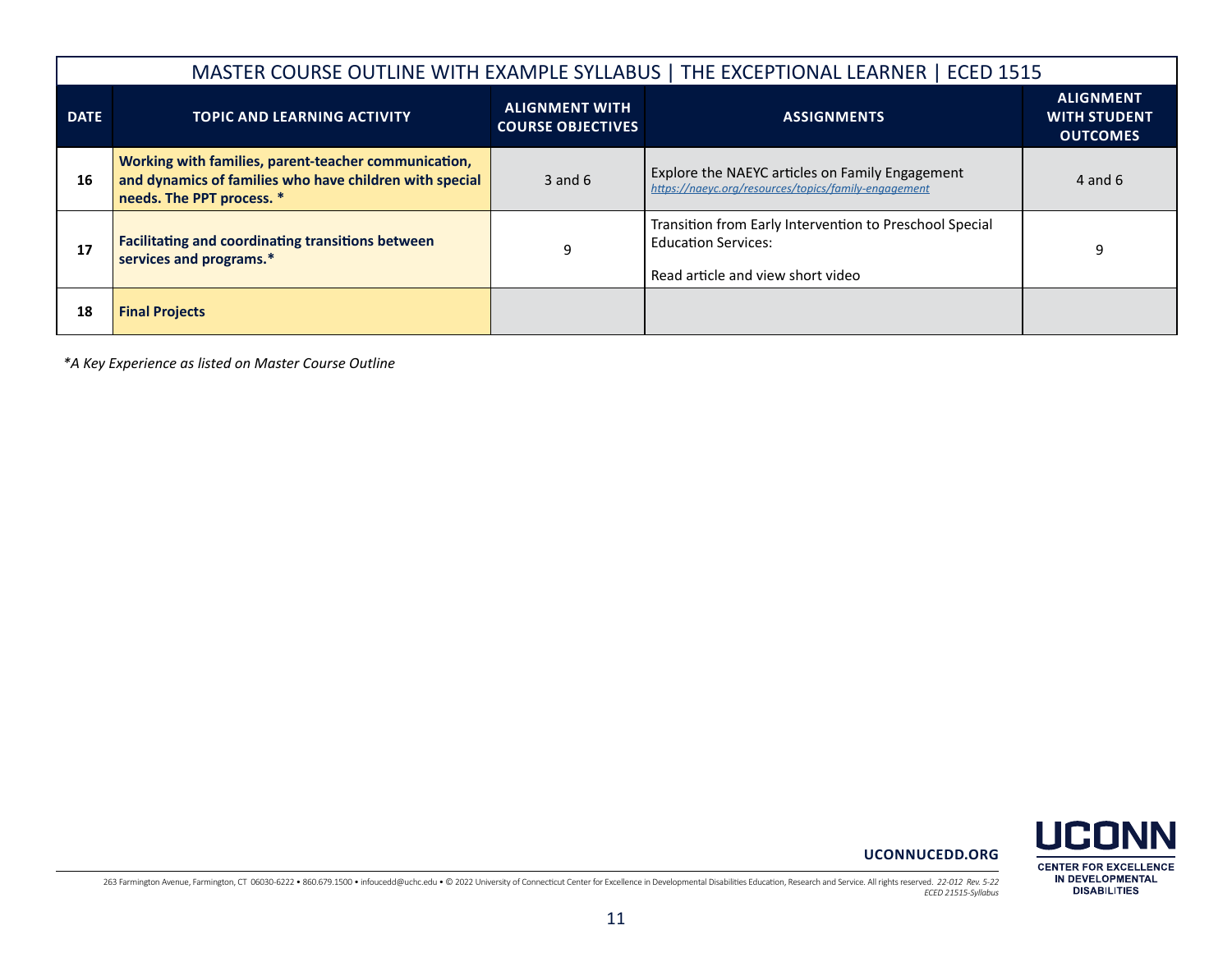| MASTER COURSE OUTLINE WITH EXAMPLE SYLLABUS \| THE EXCEPTIONAL LEARNER \| ECED 1515 | | | | |
|---|---|---|---|---|
| **DATE** | **TOPIC AND LEARNING ACTIVITY** | **ALIGNMENT WITH COURSE OBJECTIVES** | **ASSIGNMENTS** | **ALIGNMENT WITH STUDENT OUTCOMES** |
| **16** | **Working with families, parent-teacher communication, and dynamics of families who have children with special needs. The PPT process. *** | 3 and 6 | Explore the NAEYC articles on Family Engagement *https://naeyc.org/resources/topics/family-engagement* | 4 and 6 |
| **17** | **Facilitating and coordinating transitions between services and programs.*** | 9 | Transition from Early Intervention to Preschool Special Education Services:<br><br>Read article and view short video | 9 |
| **18** | **Final Projects** | | | |

*\*A Key Experience as listed on Master Course Outline*

**UCONNUCEDD.ORG**

UCONN CENTER FOR EXCELLENCE IN DEVELOPMENTAL DISABILITIES

263 Farmington Avenue, Farmington, CT 06030-6222 • 860.679.1500 • infoucedd@uchc.edu • © 2022 University of Connecticut Center for Excellence in Developmental Disabilities Education, Research and Service. All rights reserved. *22-012 Rev. 5-22 ECED 21515-Syllabus*